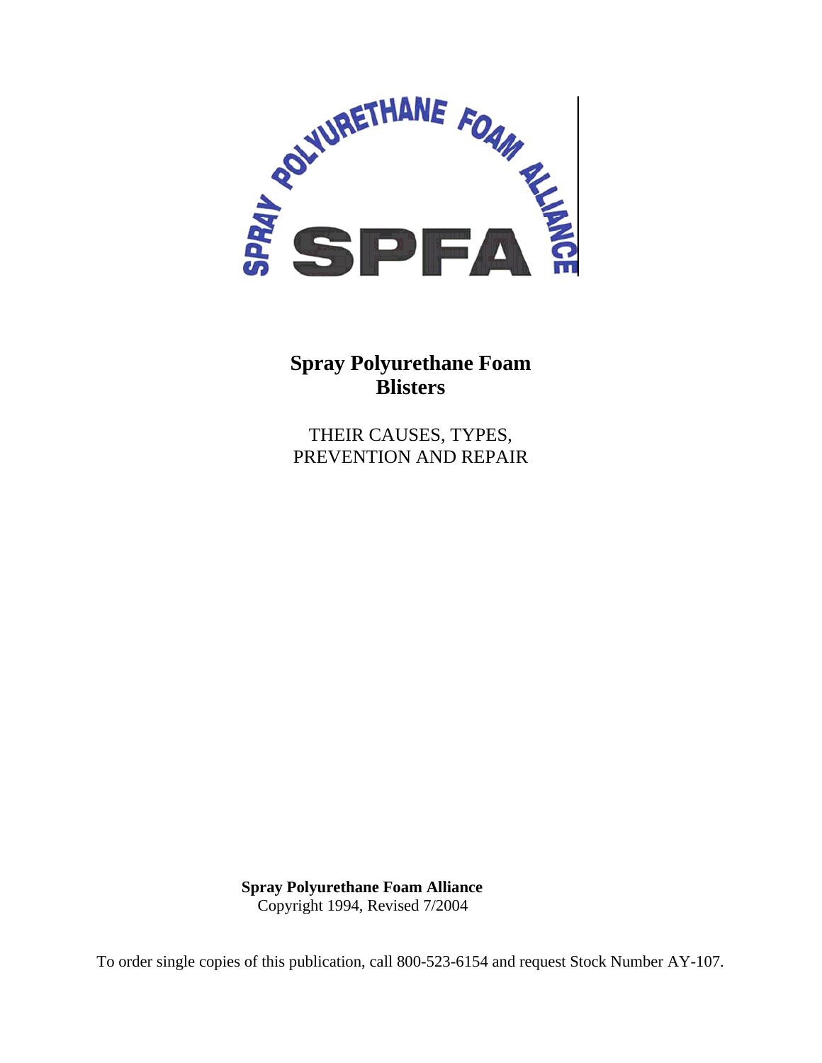SPRAY POLYURETHANE FOAM ALLIANCE

SPFA

# Spray Polyurethane Foam Blisters

THEIR CAUSES, TYPES, PREVENTION AND REPAIR

**Spray Polyurethane Foam Alliance**
Copyright 1994, Revised 7/2004

To order single copies of this publication, call 800-523-6154 and request Stock Number AY-107.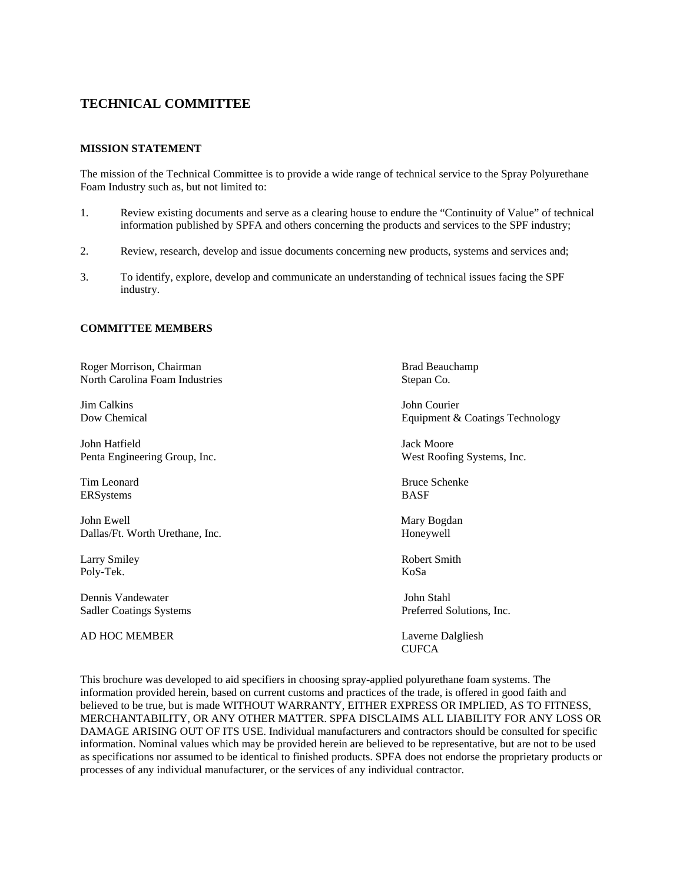## TECHNICAL COMMITTEE

### MISSION STATEMENT

The mission of the Technical Committee is to provide a wide range of technical service to the Spray Polyurethane Foam Industry such as, but not limited to:

1. Review existing documents and serve as a clearing house to endure the "Continuity of Value" of technical information published by SPFA and others concerning the products and services to the SPF industry;

2. Review, research, develop and issue documents concerning new products, systems and services and;

3. To identify, explore, develop and communicate an understanding of technical issues facing the SPF industry.

### COMMITTEE MEMBERS

Roger Morrison, Chairman
North Carolina Foam Industries

Brad Beauchamp
Stepan Co.

Jim Calkins
Dow Chemical

John Courier
Equipment & Coatings Technology

John Hatfield
Penta Engineering Group, Inc.

Jack Moore
West Roofing Systems, Inc.

Tim Leonard
ERSystems

Bruce Schenke
BASF

John Ewell
Dallas/Ft. Worth Urethane, Inc.

Mary Bogdan
Honeywell

Larry Smiley
Poly-Tek.

Robert Smith
KoSa

Dennis Vandewater
Sadler Coatings Systems

John Stahl
Preferred Solutions, Inc.

AD HOC MEMBER

Laverne Dalgliesh
CUFCA

This brochure was developed to aid specifiers in choosing spray-applied polyurethane foam systems. The information provided herein, based on current customs and practices of the trade, is offered in good faith and believed to be true, but is made WITHOUT WARRANTY, EITHER EXPRESS OR IMPLIED, AS TO FITNESS, MERCHANTABILITY, OR ANY OTHER MATTER. SPFA DISCLAIMS ALL LIABILITY FOR ANY LOSS OR DAMAGE ARISING OUT OF ITS USE. Individual manufacturers and contractors should be consulted for specific information. Nominal values which may be provided herein are believed to be representative, but are not to be used as specifications nor assumed to be identical to finished products. SPFA does not endorse the proprietary products or processes of any individual manufacturer, or the services of any individual contractor.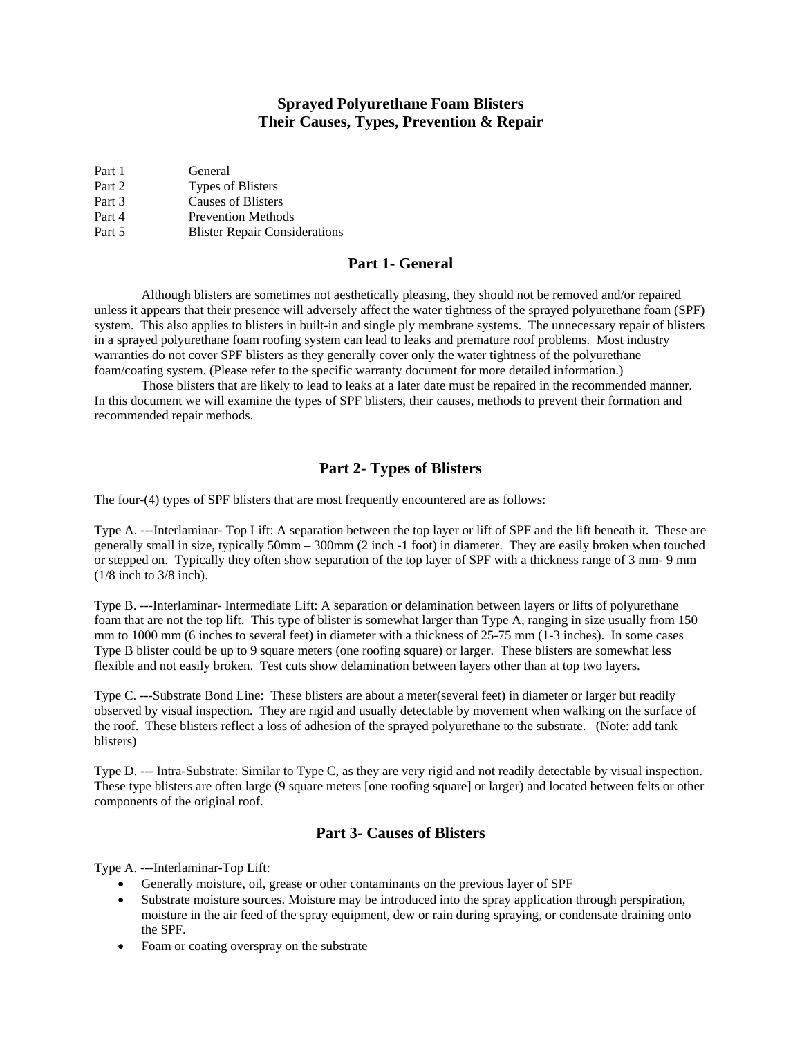# Sprayed Polyurethane Foam Blisters
# Their Causes, Types, Prevention & Repair

| | |
|---|---|
| Part 1 | General |
| Part 2 | Types of Blisters |
| Part 3 | Causes of Blisters |
| Part 4 | Prevention Methods |
| Part 5 | Blister Repair Considerations |

## Part 1- General

Although blisters are sometimes not aesthetically pleasing, they should not be removed and/or repaired unless it appears that their presence will adversely affect the water tightness of the sprayed polyurethane foam (SPF) system. This also applies to blisters in built-in and single ply membrane systems. The unnecessary repair of blisters in a sprayed polyurethane foam roofing system can lead to leaks and premature roof problems. Most industry warranties do not cover SPF blisters as they generally cover only the water tightness of the polyurethane foam/coating system. (Please refer to the specific warranty document for more detailed information.)

Those blisters that are likely to lead to leaks at a later date must be repaired in the recommended manner. In this document we will examine the types of SPF blisters, their causes, methods to prevent their formation and recommended repair methods.

## Part 2- Types of Blisters

The four-(4) types of SPF blisters that are most frequently encountered are as follows:

Type A. ---Interlaminar- Top Lift: A separation between the top layer or lift of SPF and the lift beneath it. These are generally small in size, typically 50mm – 300mm (2 inch -1 foot) in diameter. They are easily broken when touched or stepped on. Typically they often show separation of the top layer of SPF with a thickness range of 3 mm- 9 mm (1/8 inch to 3/8 inch).

Type B. ---Interlaminar- Intermediate Lift: A separation or delamination between layers or lifts of polyurethane foam that are not the top lift. This type of blister is somewhat larger than Type A, ranging in size usually from 150 mm to 1000 mm (6 inches to several feet) in diameter with a thickness of 25-75 mm (1-3 inches). In some cases Type B blister could be up to 9 square meters (one roofing square) or larger. These blisters are somewhat less flexible and not easily broken. Test cuts show delamination between layers other than at top two layers.

Type C. ---Substrate Bond Line: These blisters are about a meter(several feet) in diameter or larger but readily observed by visual inspection. They are rigid and usually detectable by movement when walking on the surface of the roof. These blisters reflect a loss of adhesion of the sprayed polyurethane to the substrate. (Note: add tank blisters)

Type D. --- Intra-Substrate: Similar to Type C, as they are very rigid and not readily detectable by visual inspection. These type blisters are often large (9 square meters [one roofing square] or larger) and located between felts or other components of the original roof.

## Part 3- Causes of Blisters

Type A. ---Interlaminar-Top Lift:

- Generally moisture, oil, grease or other contaminants on the previous layer of SPF
- Substrate moisture sources. Moisture may be introduced into the spray application through perspiration, moisture in the air feed of the spray equipment, dew or rain during spraying, or condensate draining onto the SPF.
- Foam or coating overspray on the substrate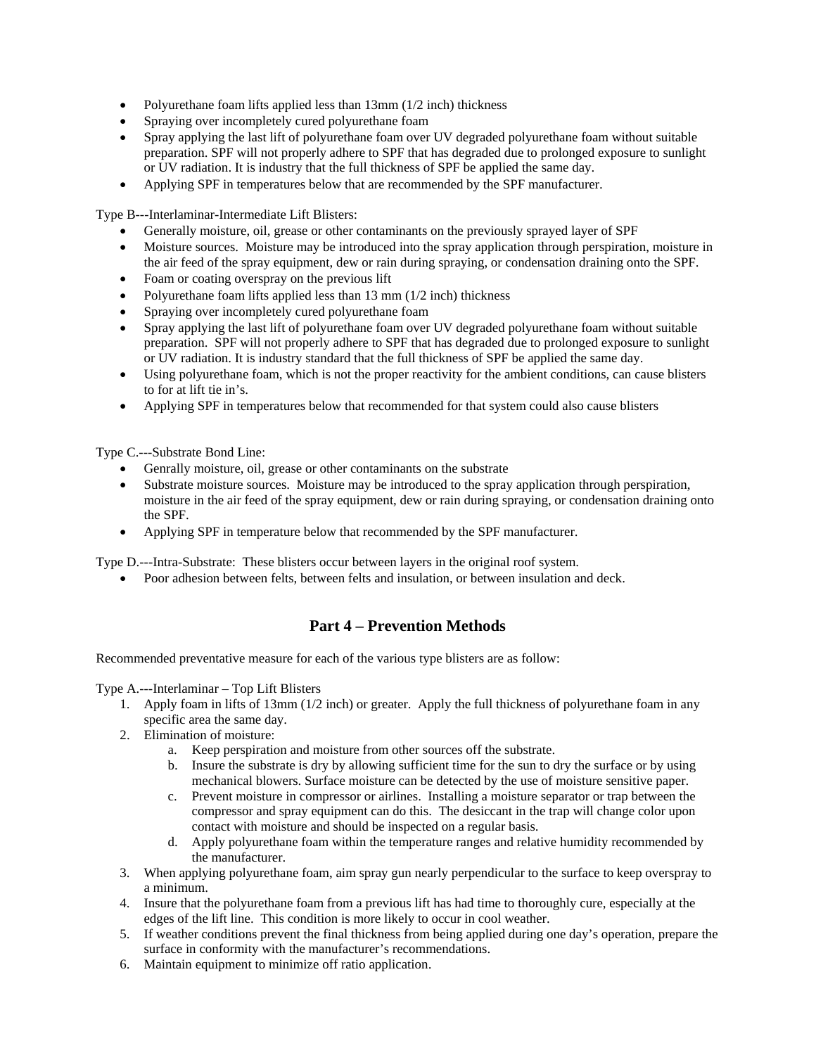- Polyurethane foam lifts applied less than 13mm (1/2 inch) thickness
- Spraying over incompletely cured polyurethane foam
- Spray applying the last lift of polyurethane foam over UV degraded polyurethane foam without suitable preparation. SPF will not properly adhere to SPF that has degraded due to prolonged exposure to sunlight or UV radiation. It is industry that the full thickness of SPF be applied the same day.
- Applying SPF in temperatures below that are recommended by the SPF manufacturer.

Type B---Interlaminar-Intermediate Lift Blisters:

- Generally moisture, oil, grease or other contaminants on the previously sprayed layer of SPF
- Moisture sources. Moisture may be introduced into the spray application through perspiration, moisture in the air feed of the spray equipment, dew or rain during spraying, or condensation draining onto the SPF.
- Foam or coating overspray on the previous lift
- Polyurethane foam lifts applied less than 13 mm (1/2 inch) thickness
- Spraying over incompletely cured polyurethane foam
- Spray applying the last lift of polyurethane foam over UV degraded polyurethane foam without suitable preparation. SPF will not properly adhere to SPF that has degraded due to prolonged exposure to sunlight or UV radiation. It is industry standard that the full thickness of SPF be applied the same day.
- Using polyurethane foam, which is not the proper reactivity for the ambient conditions, can cause blisters to for at lift tie in's.
- Applying SPF in temperatures below that recommended for that system could also cause blisters

Type C.---Substrate Bond Line:

- Genrally moisture, oil, grease or other contaminants on the substrate
- Substrate moisture sources. Moisture may be introduced to the spray application through perspiration, moisture in the air feed of the spray equipment, dew or rain during spraying, or condensation draining onto the SPF.
- Applying SPF in temperature below that recommended by the SPF manufacturer.

Type D.---Intra-Substrate: These blisters occur between layers in the original roof system.

- Poor adhesion between felts, between felts and insulation, or between insulation and deck.

## Part 4 – Prevention Methods

Recommended preventative measure for each of the various type blisters are as follow:

Type A.---Interlaminar – Top Lift Blisters

1. Apply foam in lifts of 13mm (1/2 inch) or greater. Apply the full thickness of polyurethane foam in any specific area the same day.
2. Elimination of moisture:
   a. Keep perspiration and moisture from other sources off the substrate.
   b. Insure the substrate is dry by allowing sufficient time for the sun to dry the surface or by using mechanical blowers. Surface moisture can be detected by the use of moisture sensitive paper.
   c. Prevent moisture in compressor or airlines. Installing a moisture separator or trap between the compressor and spray equipment can do this. The desiccant in the trap will change color upon contact with moisture and should be inspected on a regular basis.
   d. Apply polyurethane foam within the temperature ranges and relative humidity recommended by the manufacturer.
3. When applying polyurethane foam, aim spray gun nearly perpendicular to the surface to keep overspray to a minimum.
4. Insure that the polyurethane foam from a previous lift has had time to thoroughly cure, especially at the edges of the lift line. This condition is more likely to occur in cool weather.
5. If weather conditions prevent the final thickness from being applied during one day's operation, prepare the surface in conformity with the manufacturer's recommendations.
6. Maintain equipment to minimize off ratio application.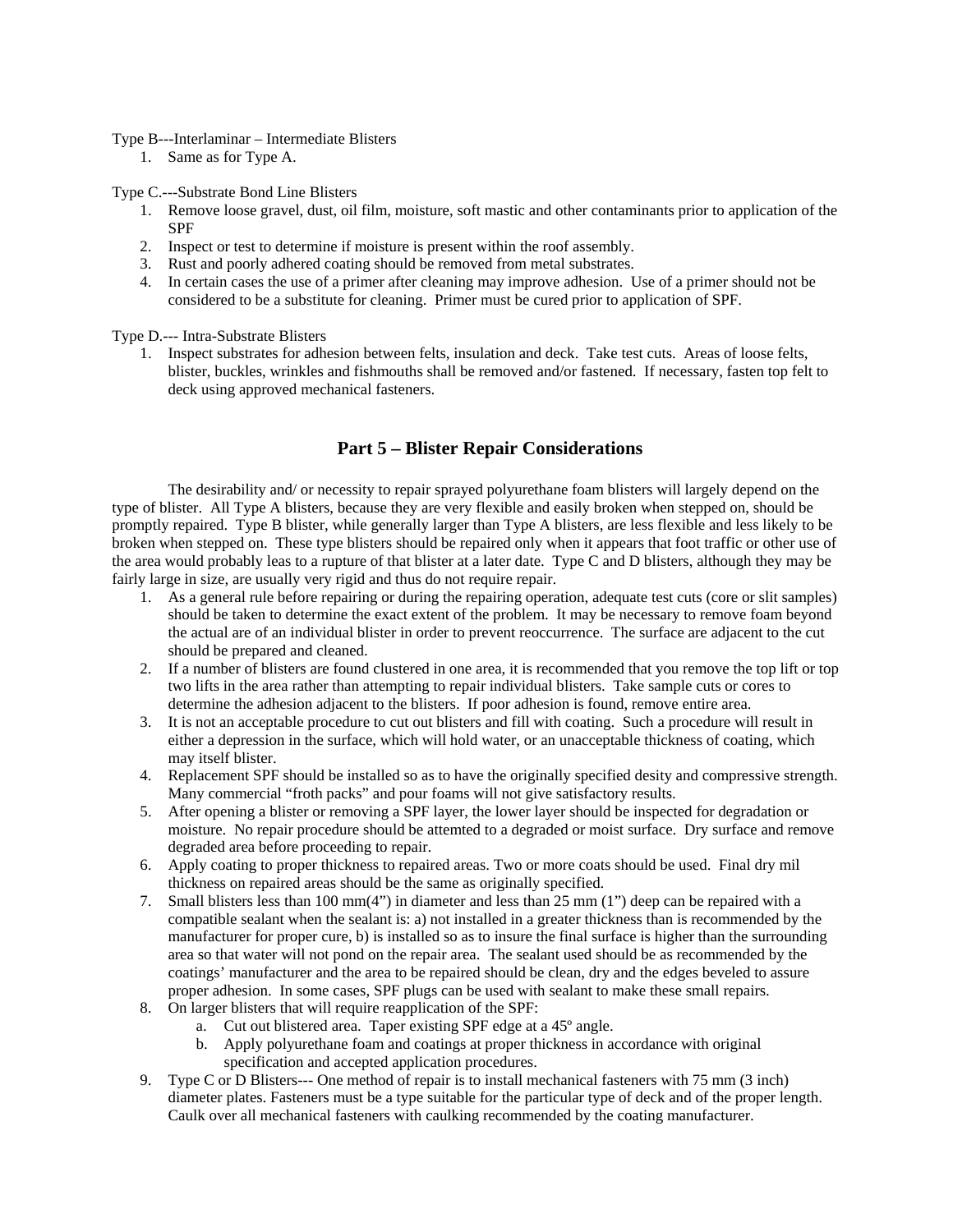Type B---Interlaminar – Intermediate Blisters

1. Same as for Type A.

Type C.---Substrate Bond Line Blisters

1. Remove loose gravel, dust, oil film, moisture, soft mastic and other contaminants prior to application of the SPF
2. Inspect or test to determine if moisture is present within the roof assembly.
3. Rust and poorly adhered coating should be removed from metal substrates.
4. In certain cases the use of a primer after cleaning may improve adhesion. Use of a primer should not be considered to be a substitute for cleaning. Primer must be cured prior to application of SPF.

Type D.--- Intra-Substrate Blisters

1. Inspect substrates for adhesion between felts, insulation and deck. Take test cuts. Areas of loose felts, blister, buckles, wrinkles and fishmouths shall be removed and/or fastened. If necessary, fasten top felt to deck using approved mechanical fasteners.

## Part 5 – Blister Repair Considerations

The desirability and/ or necessity to repair sprayed polyurethane foam blisters will largely depend on the type of blister. All Type A blisters, because they are very flexible and easily broken when stepped on, should be promptly repaired. Type B blister, while generally larger than Type A blisters, are less flexible and less likely to be broken when stepped on. These type blisters should be repaired only when it appears that foot traffic or other use of the area would probably leas to a rupture of that blister at a later date. Type C and D blisters, although they may be fairly large in size, are usually very rigid and thus do not require repair.

1. As a general rule before repairing or during the repairing operation, adequate test cuts (core or slit samples) should be taken to determine the exact extent of the problem. It may be necessary to remove foam beyond the actual are of an individual blister in order to prevent reoccurrence. The surface are adjacent to the cut should be prepared and cleaned.
2. If a number of blisters are found clustered in one area, it is recommended that you remove the top lift or top two lifts in the area rather than attempting to repair individual blisters. Take sample cuts or cores to determine the adhesion adjacent to the blisters. If poor adhesion is found, remove entire area.
3. It is not an acceptable procedure to cut out blisters and fill with coating. Such a procedure will result in either a depression in the surface, which will hold water, or an unacceptable thickness of coating, which may itself blister.
4. Replacement SPF should be installed so as to have the originally specified desity and compressive strength. Many commercial "froth packs" and pour foams will not give satisfactory results.
5. After opening a blister or removing a SPF layer, the lower layer should be inspected for degradation or moisture. No repair procedure should be attemted to a degraded or moist surface. Dry surface and remove degraded area before proceeding to repair.
6. Apply coating to proper thickness to repaired areas. Two or more coats should be used. Final dry mil thickness on repaired areas should be the same as originally specified.
7. Small blisters less than 100 mm(4") in diameter and less than 25 mm (1") deep can be repaired with a compatible sealant when the sealant is: a) not installed in a greater thickness than is recommended by the manufacturer for proper cure, b) is installed so as to insure the final surface is higher than the surrounding area so that water will not pond on the repair area. The sealant used should be as recommended by the coatings' manufacturer and the area to be repaired should be clean, dry and the edges beveled to assure proper adhesion. In some cases, SPF plugs can be used with sealant to make these small repairs.
8. On larger blisters that will require reapplication of the SPF:
   a. Cut out blistered area. Taper existing SPF edge at a 45º angle.
   b. Apply polyurethane foam and coatings at proper thickness in accordance with original specification and accepted application procedures.
9. Type C or D Blisters--- One method of repair is to install mechanical fasteners with 75 mm (3 inch) diameter plates. Fasteners must be a type suitable for the particular type of deck and of the proper length. Caulk over all mechanical fasteners with caulking recommended by the coating manufacturer.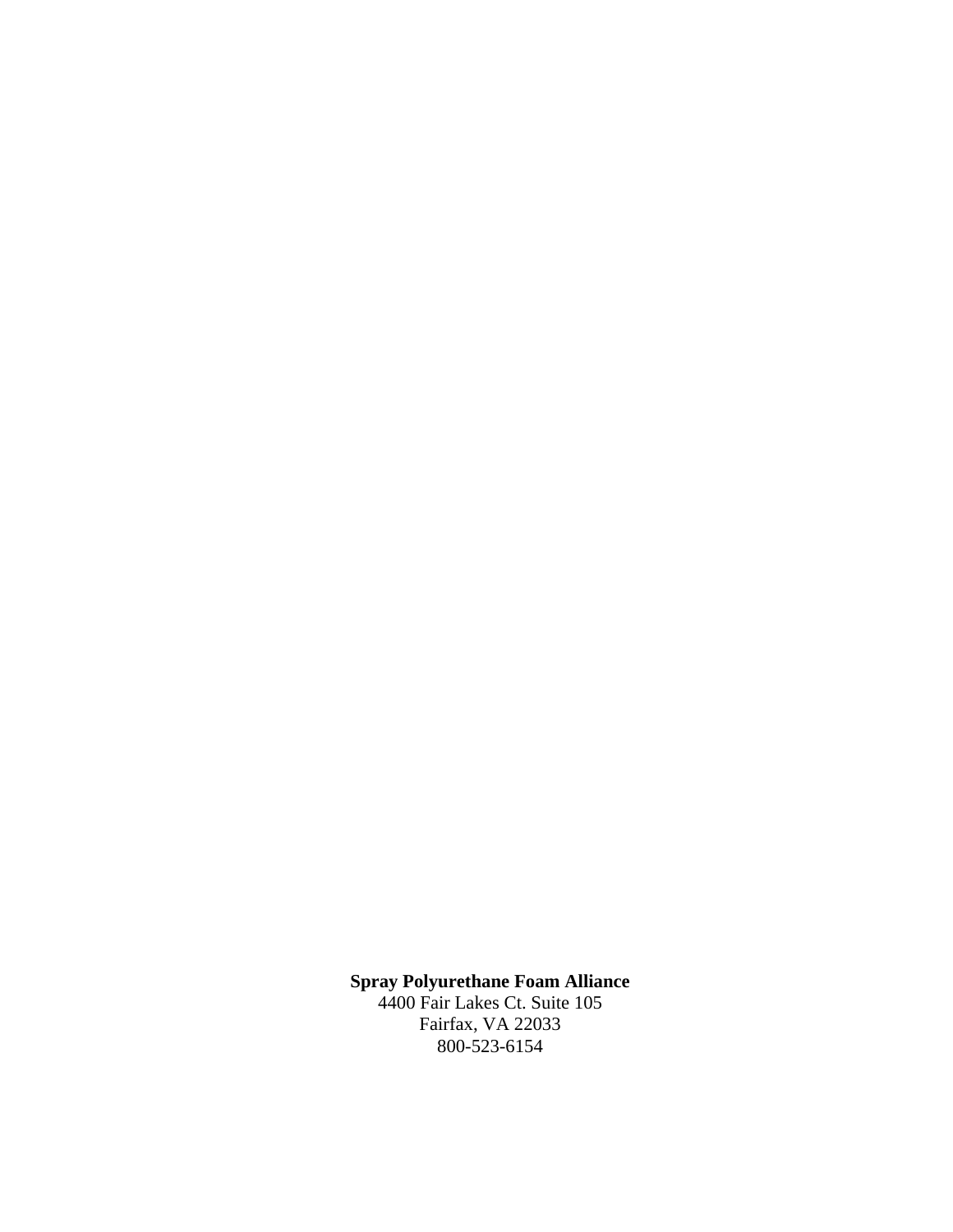**Spray Polyurethane Foam Alliance**
4400 Fair Lakes Ct. Suite 105
Fairfax, VA 22033
800-523-6154